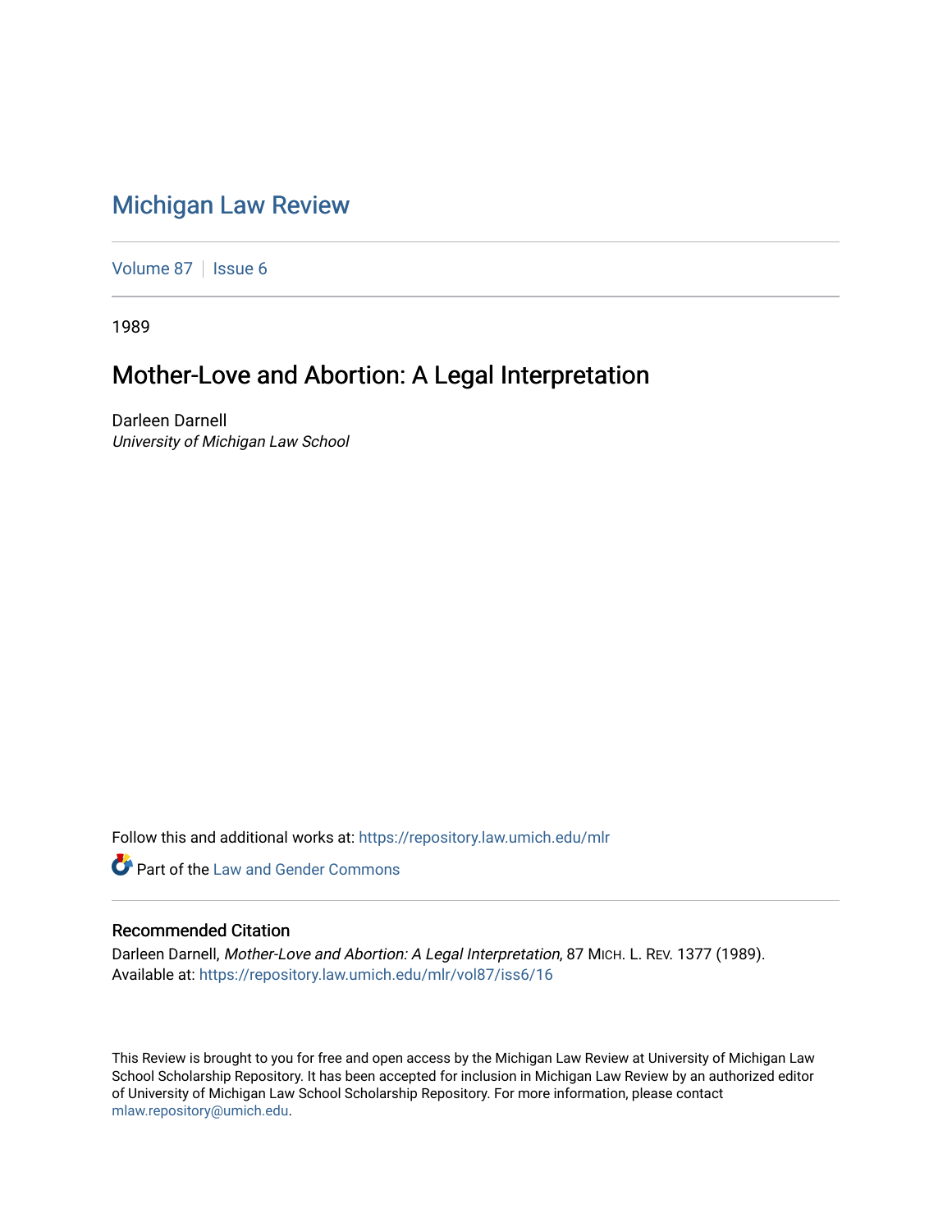# Michigan Law Review

Volume 87 | Issue 6

1989

## Mother-Love and Abortion: A Legal Interpretation

Darleen Darnell
*University of Michigan Law School*

Follow this and additional works at: https://repository.law.umich.edu/mlr

Part of the Law and Gender Commons

### Recommended Citation

Darleen Darnell, *Mother-Love and Abortion: A Legal Interpretation*, 87 MICH. L. REV. 1377 (1989).
Available at: https://repository.law.umich.edu/mlr/vol87/iss6/16

This Review is brought to you for free and open access by the Michigan Law Review at University of Michigan Law School Scholarship Repository. It has been accepted for inclusion in Michigan Law Review by an authorized editor of University of Michigan Law School Scholarship Repository. For more information, please contact mlaw.repository@umich.edu.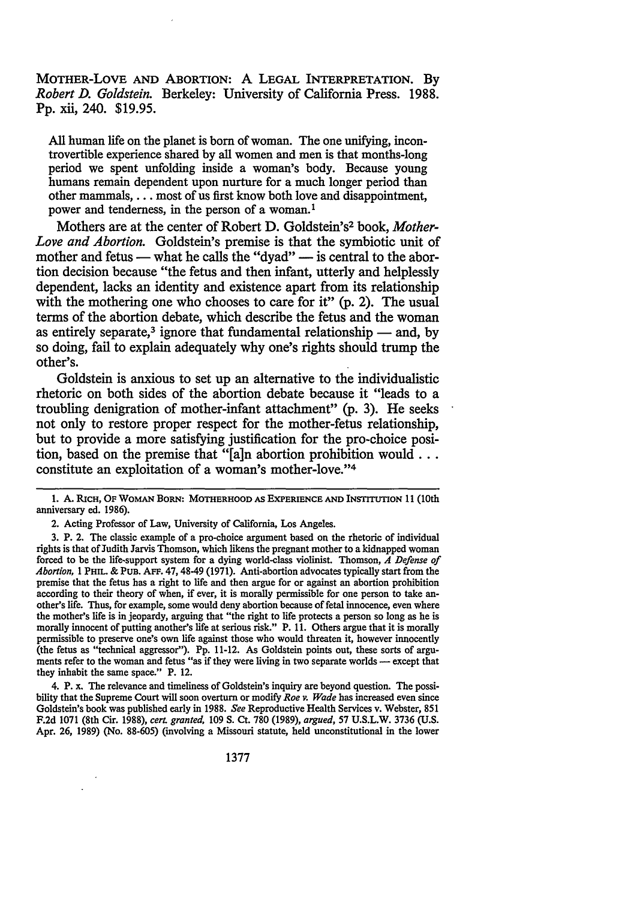MOTHER-LOVE AND ABORTION: A LEGAL INTERPRETATION. By *Robert D. Goldstein.* Berkeley: University of California Press. 1988. Pp. xii, 240. $19.95.

> All human life on the planet is born of woman. The one unifying, incontrovertible experience shared by all women and men is that months-long period we spent unfolding inside a woman's body. Because young humans remain dependent upon nurture for a much longer period than other mammals, . . . most of us first know both love and disappointment, power and tenderness, in the person of a woman.[1]

Mothers are at the center of Robert D. Goldstein's[2] book, *Mother-Love and Abortion.* Goldstein's premise is that the symbiotic unit of mother and fetus — what he calls the "dyad" — is central to the abortion decision because "the fetus and then infant, utterly and helplessly dependent, lacks an identity and existence apart from its relationship with the mothering one who chooses to care for it" (p. 2). The usual terms of the abortion debate, which describe the fetus and the woman as entirely separate,[3] ignore that fundamental relationship — and, by so doing, fail to explain adequately why one's rights should trump the other's.

Goldstein is anxious to set up an alternative to the individualistic rhetoric on both sides of the abortion debate because it "leads to a troubling denigration of mother-infant attachment" (p. 3). He seeks not only to restore proper respect for the mother-fetus relationship, but to provide a more satisfying justification for the pro-choice position, based on the premise that "[a]n abortion prohibition would . . . constitute an exploitation of a woman's mother-love."[4]

---

1. A. RICH, OF WOMAN BORN: MOTHERHOOD AS EXPERIENCE AND INSTITUTION 11 (10th anniversary ed. 1986).

2. Acting Professor of Law, University of California, Los Angeles.

3. P. 2. The classic example of a pro-choice argument based on the rhetoric of individual rights is that of Judith Jarvis Thomson, which likens the pregnant mother to a kidnapped woman forced to be the life-support system for a dying world-class violinist. Thomson, *A Defense of Abortion,* 1 PHIL. & PUB. AFF. 47, 48-49 (1971). Anti-abortion advocates typically start from the premise that the fetus has a right to life and then argue for or against an abortion prohibition according to their theory of when, if ever, it is morally permissible for one person to take another's life. Thus, for example, some would deny abortion because of fetal innocence, even where the mother's life is in jeopardy, arguing that "the right to life protects a person so long as he is morally innocent of putting another's life at serious risk." P. 11. Others argue that it is morally permissible to preserve one's own life against those who would threaten it, however innocently (the fetus as "technical aggressor"). Pp. 11-12. As Goldstein points out, these sorts of arguments refer to the woman and fetus "as if they were living in two separate worlds — except that they inhabit the same space." P. 12.

4. P. x. The relevance and timeliness of Goldstein's inquiry are beyond question. The possibility that the Supreme Court will soon overturn or modify *Roe v. Wade* has increased even since Goldstein's book was published early in 1988. *See* Reproductive Health Services v. Webster, 851 F.2d 1071 (8th Cir. 1988), *cert. granted,* 109 S. Ct. 780 (1989), *argued,* 57 U.S.L.W. 3736 (U.S. Apr. 26, 1989) (No. 88-605) (involving a Missouri statute, held unconstitutional in the lower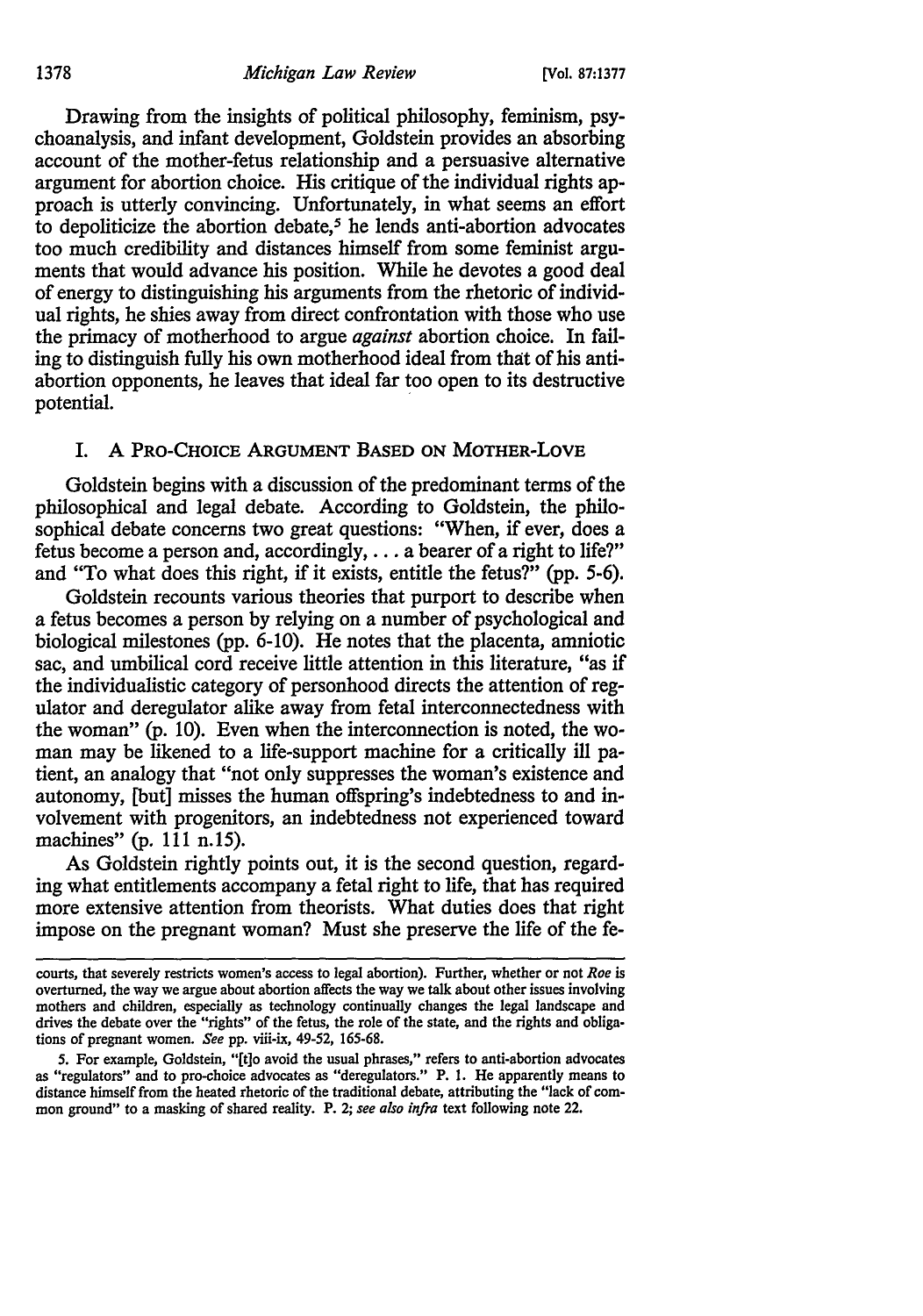Drawing from the insights of political philosophy, feminism, psychoanalysis, and infant development, Goldstein provides an absorbing account of the mother-fetus relationship and a persuasive alternative argument for abortion choice. His critique of the individual rights approach is utterly convincing. Unfortunately, in what seems an effort to depoliticize the abortion debate,[5] he lends anti-abortion advocates too much credibility and distances himself from some feminist arguments that would advance his position. While he devotes a good deal of energy to distinguishing his arguments from the rhetoric of individual rights, he shies away from direct confrontation with those who use the primacy of motherhood to argue *against* abortion choice. In failing to distinguish fully his own motherhood ideal from that of his anti-abortion opponents, he leaves that ideal far too open to its destructive potential.

## I. A Pro-Choice Argument Based on Mother-Love

Goldstein begins with a discussion of the predominant terms of the philosophical and legal debate. According to Goldstein, the philosophical debate concerns two great questions: "When, if ever, does a fetus become a person and, accordingly, . . . a bearer of a right to life?" and "To what does this right, if it exists, entitle the fetus?" (pp. 5-6).

Goldstein recounts various theories that purport to describe when a fetus becomes a person by relying on a number of psychological and biological milestones (pp. 6-10). He notes that the placenta, amniotic sac, and umbilical cord receive little attention in this literature, "as if the individualistic category of personhood directs the attention of regulator and deregulator alike away from fetal interconnectedness with the woman" (p. 10). Even when the interconnection is noted, the woman may be likened to a life-support machine for a critically ill patient, an analogy that "not only suppresses the woman's existence and autonomy, [but] misses the human offspring's indebtedness to and involvement with progenitors, an indebtedness not experienced toward machines" (p. 111 n.15).

As Goldstein rightly points out, it is the second question, regarding what entitlements accompany a fetal right to life, that has required more extensive attention from theorists. What duties does that right impose on the pregnant woman? Must she preserve the life of the fe-

---

courts, that severely restricts women's access to legal abortion). Further, whether or not *Roe* is overturned, the way we argue about abortion affects the way we talk about other issues involving mothers and children, especially as technology continually changes the legal landscape and drives the debate over the "rights" of the fetus, the role of the state, and the rights and obligations of pregnant women. *See* pp. viii-ix, 49-52, 165-68.

5. For example, Goldstein, "[t]o avoid the usual phrases," refers to anti-abortion advocates as "regulators" and to pro-choice advocates as "deregulators." P. 1. He apparently means to distance himself from the heated rhetoric of the traditional debate, attributing the "lack of common ground" to a masking of shared reality. P. 2; *see also infra* text following note 22.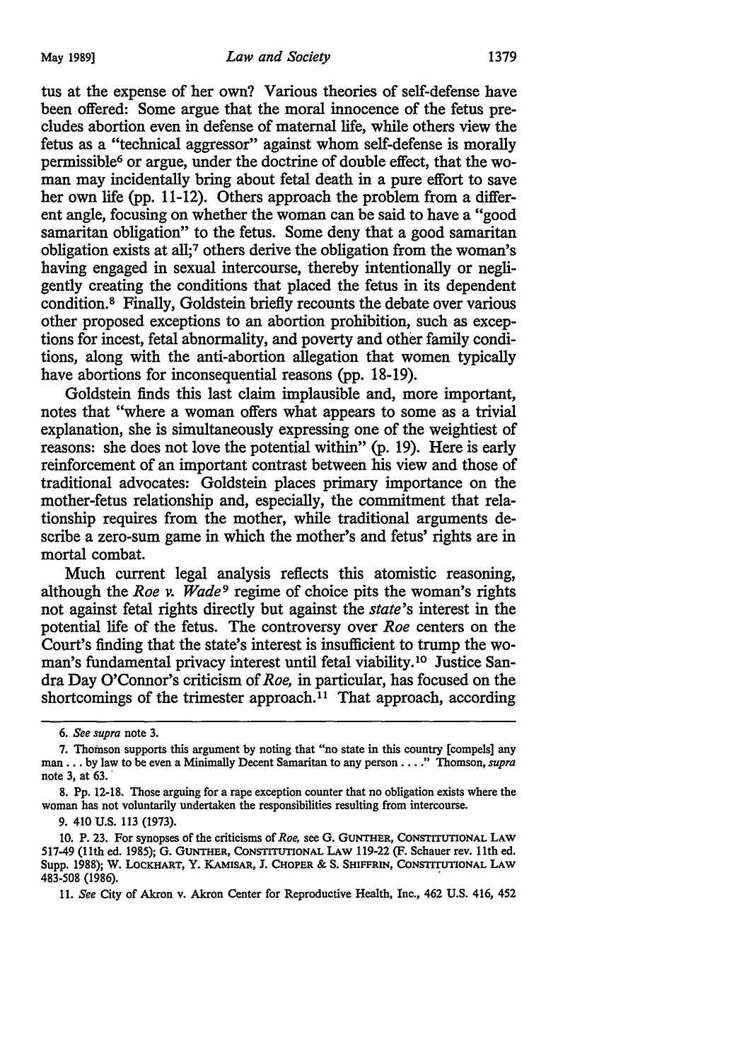tus at the expense of her own? Various theories of self-defense have been offered: Some argue that the moral innocence of the fetus precludes abortion even in defense of maternal life, while others view the fetus as a "technical aggressor" against whom self-defense is morally permissible[6] or argue, under the doctrine of double effect, that the woman may incidentally bring about fetal death in a pure effort to save her own life (pp. 11-12). Others approach the problem from a different angle, focusing on whether the woman can be said to have a "good samaritan obligation" to the fetus. Some deny that a good samaritan obligation exists at all;[7] others derive the obligation from the woman's having engaged in sexual intercourse, thereby intentionally or negligently creating the conditions that placed the fetus in its dependent condition.[8] Finally, Goldstein briefly recounts the debate over various other proposed exceptions to an abortion prohibition, such as exceptions for incest, fetal abnormality, and poverty and other family conditions, along with the anti-abortion allegation that women typically have abortions for inconsequential reasons (pp. 18-19).

Goldstein finds this last claim implausible and, more important, notes that "where a woman offers what appears to some as a trivial explanation, she is simultaneously expressing one of the weightiest of reasons: she does not love the potential within" (p. 19). Here is early reinforcement of an important contrast between his view and those of traditional advocates: Goldstein places primary importance on the mother-fetus relationship and, especially, the commitment that relationship requires from the mother, while traditional arguments describe a zero-sum game in which the mother's and fetus' rights are in mortal combat.

Much current legal analysis reflects this atomistic reasoning, although the *Roe v. Wade*[9] regime of choice pits the woman's rights not against fetal rights directly but against the *state*'s interest in the potential life of the fetus. The controversy over *Roe* centers on the Court's finding that the state's interest is insufficient to trump the woman's fundamental privacy interest until fetal viability.[10] Justice Sandra Day O'Connor's criticism of *Roe*, in particular, has focused on the shortcomings of the trimester approach.[11] That approach, according

---

6. *See supra* note 3.

7. Thomson supports this argument by noting that "no state in this country [compels] any man . . . by law to be even a Minimally Decent Samaritan to any person . . . ." Thomson, *supra* note 3, at 63.

8. Pp. 12-18. Those arguing for a rape exception counter that no obligation exists where the woman has not voluntarily undertaken the responsibilities resulting from intercourse.

9. 410 U.S. 113 (1973).

10. P. 23. For synopses of the criticisms of *Roe*, see G. GUNTHER, CONSTITUTIONAL LAW 517-49 (11th ed. 1985); G. GUNTHER, CONSTITUTIONAL LAW 119-22 (F. Schauer rev. 11th ed. Supp. 1988); W. LOCKHART, Y. KAMISAR, J. CHOPER & S. SHIFFRIN, CONSTITUTIONAL LAW 483-508 (1986).

11. *See* City of Akron v. Akron Center for Reproductive Health, Inc., 462 U.S. 416, 452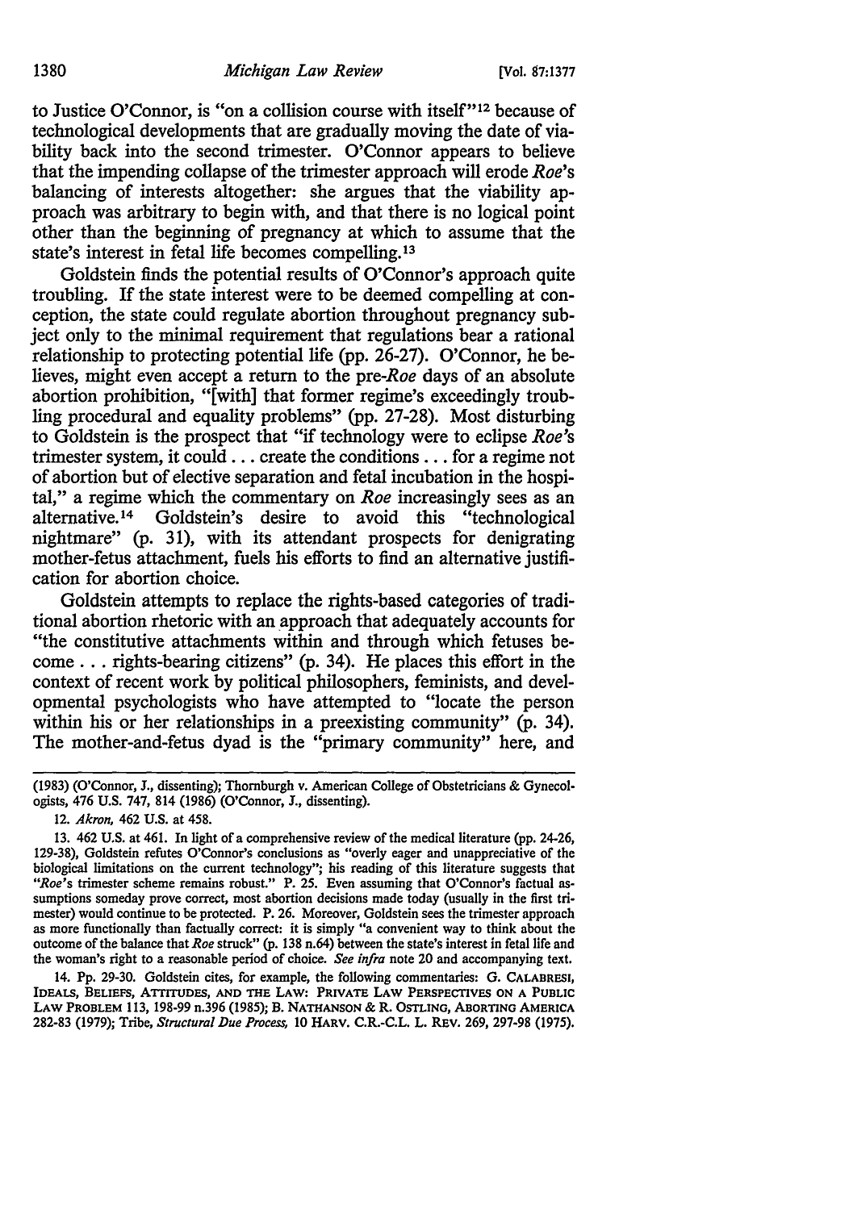to Justice O'Connor, is "on a collision course with itself"[12] because of technological developments that are gradually moving the date of viability back into the second trimester. O'Connor appears to believe that the impending collapse of the trimester approach will erode *Roe*'s balancing of interests altogether: she argues that the viability approach was arbitrary to begin with, and that there is no logical point other than the beginning of pregnancy at which to assume that the state's interest in fetal life becomes compelling.[13]

Goldstein finds the potential results of O'Connor's approach quite troubling. If the state interest were to be deemed compelling at conception, the state could regulate abortion throughout pregnancy subject only to the minimal requirement that regulations bear a rational relationship to protecting potential life (pp. 26-27). O'Connor, he believes, might even accept a return to the pre-*Roe* days of an absolute abortion prohibition, "[with] that former regime's exceedingly troubling procedural and equality problems" (pp. 27-28). Most disturbing to Goldstein is the prospect that "if technology were to eclipse *Roe's* trimester system, it could . . . create the conditions . . . for a regime not of abortion but of elective separation and fetal incubation in the hospital," a regime which the commentary on *Roe* increasingly sees as an alternative.[14] Goldstein's desire to avoid this "technological nightmare" (p. 31), with its attendant prospects for denigrating mother-fetus attachment, fuels his efforts to find an alternative justification for abortion choice.

Goldstein attempts to replace the rights-based categories of traditional abortion rhetoric with an approach that adequately accounts for "the constitutive attachments within and through which fetuses become . . . rights-bearing citizens" (p. 34). He places this effort in the context of recent work by political philosophers, feminists, and developmental psychologists who have attempted to "locate the person within his or her relationships in a preexisting community" (p. 34). The mother-and-fetus dyad is the "primary community" here, and

---

(1983) (O'Connor, J., dissenting); Thornburgh v. American College of Obstetricians & Gynecologists, 476 U.S. 747, 814 (1986) (O'Connor, J., dissenting).

12. *Akron*, 462 U.S. at 458.

13. 462 U.S. at 461. In light of a comprehensive review of the medical literature (pp. 24-26, 129-38), Goldstein refutes O'Connor's conclusions as "overly eager and unappreciative of the biological limitations on the current technology"; his reading of this literature suggests that "*Roe*'s trimester scheme remains robust." P. 25. Even assuming that O'Connor's factual assumptions someday prove correct, most abortion decisions made today (usually in the first trimester) would continue to be protected. P. 26. Moreover, Goldstein sees the trimester approach as more functionally than factually correct: it is simply "a convenient way to think about the outcome of the balance that *Roe* struck" (p. 138 n.64) between the state's interest in fetal life and the woman's right to a reasonable period of choice. *See infra* note 20 and accompanying text.

14. Pp. 29-30. Goldstein cites, for example, the following commentaries: G. CALABRESI, IDEALS, BELIEFS, ATTITUDES, AND THE LAW: PRIVATE LAW PERSPECTIVES ON A PUBLIC LAW PROBLEM 113, 198-99 n.396 (1985); B. NATHANSON & R. OSTLING, ABORTING AMERICA 282-83 (1979); Tribe, *Structural Due Process*, 10 HARV. C.R.-C.L. L. REV. 269, 297-98 (1975).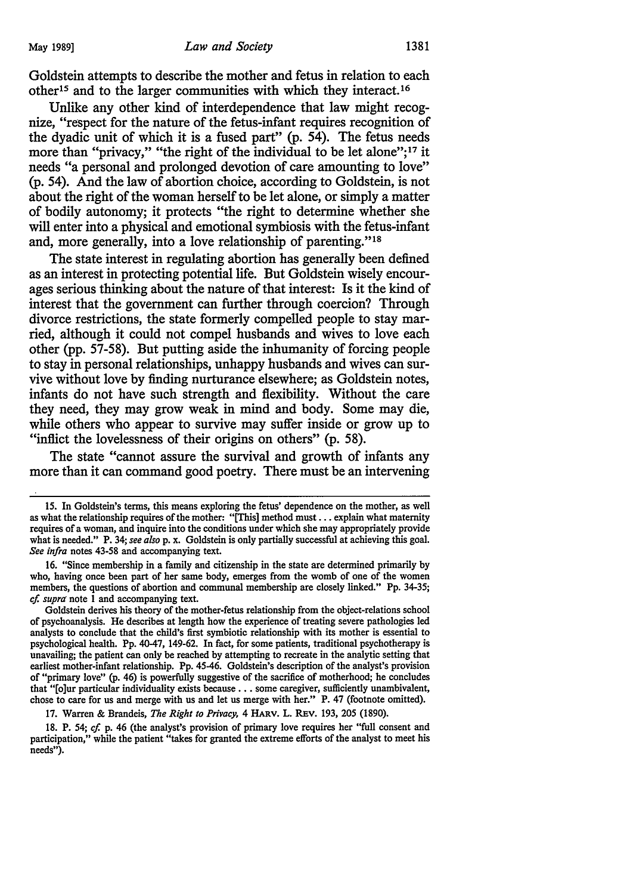Goldstein attempts to describe the mother and fetus in relation to each other[15] and to the larger communities with which they interact.[16]

Unlike any other kind of interdependence that law might recognize, "respect for the nature of the fetus-infant requires recognition of the dyadic unit of which it is a fused part" (p. 54). The fetus needs more than "privacy," "the right of the individual to be let alone";[17] it needs "a personal and prolonged devotion of care amounting to love" (p. 54). And the law of abortion choice, according to Goldstein, is not about the right of the woman herself to be let alone, or simply a matter of bodily autonomy; it protects "the right to determine whether she will enter into a physical and emotional symbiosis with the fetus-infant and, more generally, into a love relationship of parenting."[18]

The state interest in regulating abortion has generally been defined as an interest in protecting potential life. But Goldstein wisely encourages serious thinking about the nature of that interest: Is it the kind of interest that the government can further through coercion? Through divorce restrictions, the state formerly compelled people to stay married, although it could not compel husbands and wives to love each other (pp. 57-58). But putting aside the inhumanity of forcing people to stay in personal relationships, unhappy husbands and wives can survive without love by finding nurturance elsewhere; as Goldstein notes, infants do not have such strength and flexibility. Without the care they need, they may grow weak in mind and body. Some may die, while others who appear to survive may suffer inside or grow up to "inflict the lovelessness of their origins on others" (p. 58).

The state "cannot assure the survival and growth of infants any more than it can command good poetry. There must be an intervening

---

15. In Goldstein's terms, this means exploring the fetus' dependence on the mother, as well as what the relationship requires of the mother: "[This] method must . . . explain what maternity requires of a woman, and inquire into the conditions under which she may appropriately provide what is needed." P. 34; *see also* p. x. Goldstein is only partially successful at achieving this goal. *See infra* notes 43-58 and accompanying text.

16. "Since membership in a family and citizenship in the state are determined primarily by who, having once been part of her same body, emerges from the womb of one of the women members, the questions of abortion and communal membership are closely linked." Pp. 34-35; *cf. supra* note 1 and accompanying text.

Goldstein derives his theory of the mother-fetus relationship from the object-relations school of psychoanalysis. He describes at length how the experience of treating severe pathologies led analysts to conclude that the child's first symbiotic relationship with its mother is essential to psychological health. Pp. 40-47, 149-62. In fact, for some patients, traditional psychotherapy is unavailing; the patient can only be reached by attempting to recreate in the analytic setting that earliest mother-infant relationship. Pp. 45-46. Goldstein's description of the analyst's provision of "primary love" (p. 46) is powerfully suggestive of the sacrifice of motherhood; he concludes that "[o]ur particular individuality exists because . . . some caregiver, sufficiently unambivalent, chose to care for us and merge with us and let us merge with her." P. 47 (footnote omitted).

17. Warren & Brandeis, *The Right to Privacy*, 4 HARV. L. REV. 193, 205 (1890).

18. P. 54; *cf.* p. 46 (the analyst's provision of primary love requires her "full consent and participation," while the patient "takes for granted the extreme efforts of the analyst to meet his needs").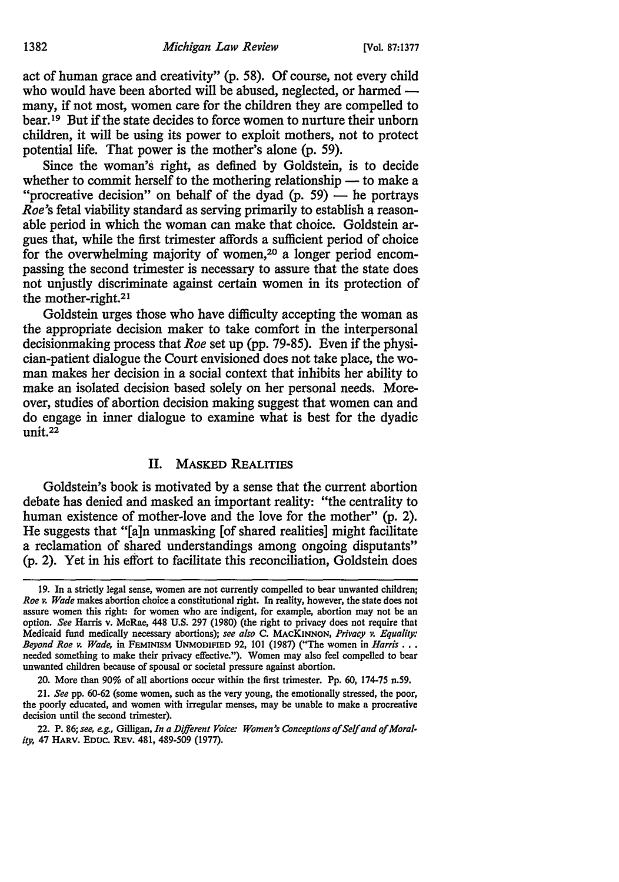act of human grace and creativity" (p. 58). Of course, not every child who would have been aborted will be abused, neglected, or harmed — many, if not most, women care for the children they are compelled to bear.[19] But if the state decides to force women to nurture their unborn children, it will be using its power to exploit mothers, not to protect potential life. That power is the mother's alone (p. 59).

Since the woman's right, as defined by Goldstein, is to decide whether to commit herself to the mothering relationship — to make a "procreative decision" on behalf of the dyad (p. 59) — he portrays *Roe*'s fetal viability standard as serving primarily to establish a reasonable period in which the woman can make that choice. Goldstein argues that, while the first trimester affords a sufficient period of choice for the overwhelming majority of women,[20] a longer period encompassing the second trimester is necessary to assure that the state does not unjustly discriminate against certain women in its protection of the mother-right.[21]

Goldstein urges those who have difficulty accepting the woman as the appropriate decision maker to take comfort in the interpersonal decisionmaking process that *Roe* set up (pp. 79-85). Even if the physician-patient dialogue the Court envisioned does not take place, the woman makes her decision in a social context that inhibits her ability to make an isolated decision based solely on her personal needs. Moreover, studies of abortion decision making suggest that women can and do engage in inner dialogue to examine what is best for the dyadic unit.[22]

## II. Masked Realities

Goldstein's book is motivated by a sense that the current abortion debate has denied and masked an important reality: "the centrality to human existence of mother-love and the love for the mother" (p. 2). He suggests that "[a]n unmasking [of shared realities] might facilitate a reclamation of shared understandings among ongoing disputants" (p. 2). Yet in his effort to facilitate this reconciliation, Goldstein does

---

19. In a strictly legal sense, women are not currently compelled to bear unwanted children; *Roe v. Wade* makes abortion choice a constitutional right. In reality, however, the state does not assure women this right: for women who are indigent, for example, abortion may not be an option. *See* Harris v. McRae, 448 U.S. 297 (1980) (the right to privacy does not require that Medicaid fund medically necessary abortions); *see also* C. MacKinnon, *Privacy v. Equality: Beyond Roe v. Wade*, in Feminism Unmodified 92, 101 (1987) ("The women in *Harris* . . . needed something to make their privacy effective."). Women may also feel compelled to bear unwanted children because of spousal or societal pressure against abortion.

20. More than 90% of all abortions occur within the first trimester. Pp. 60, 174-75 n.59.

21. *See* pp. 60-62 (some women, such as the very young, the emotionally stressed, the poor, the poorly educated, and women with irregular menses, may be unable to make a procreative decision until the second trimester).

22. P. 86; *see, e.g.*, Gilligan, *In a Different Voice: Women's Conceptions of Self and of Morality*, 47 Harv. Educ. Rev. 481, 489-509 (1977).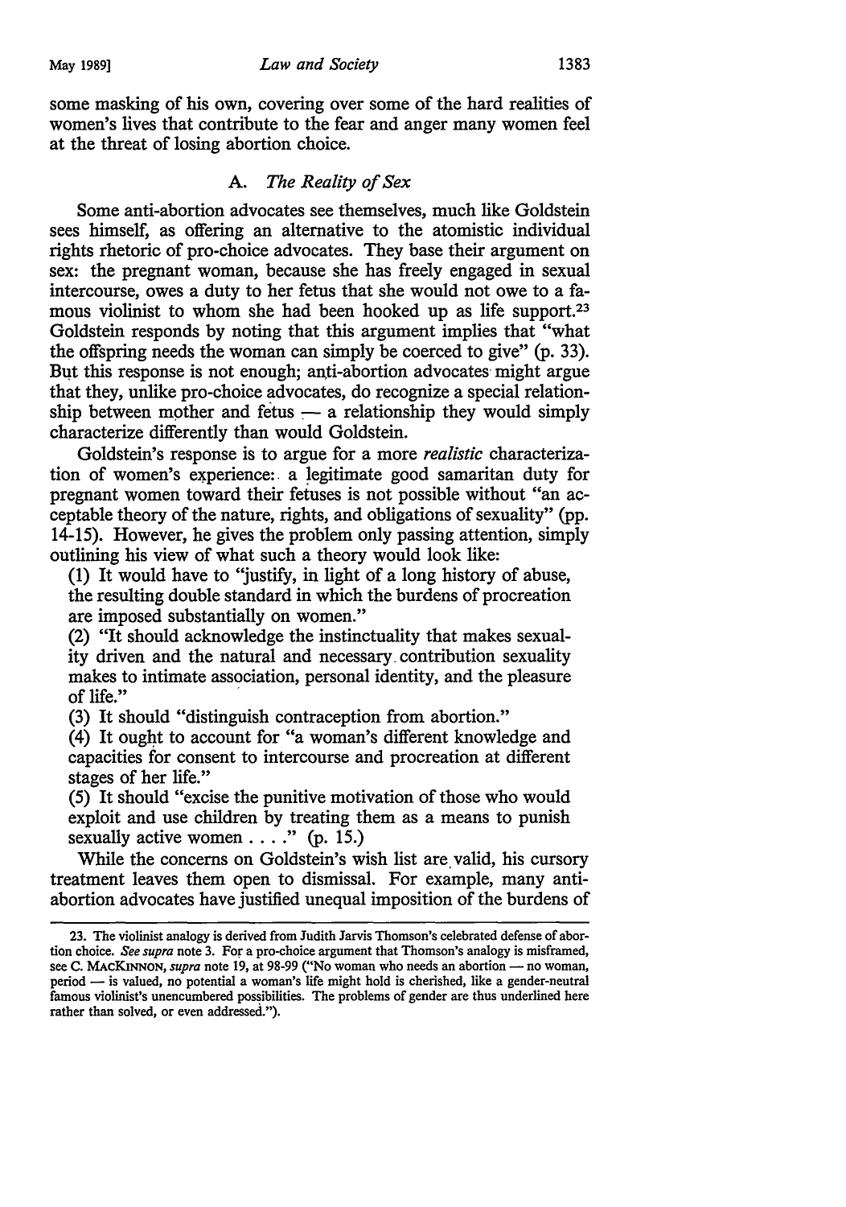some masking of his own, covering over some of the hard realities of women's lives that contribute to the fear and anger many women feel at the threat of losing abortion choice.

### A. *The Reality of Sex*

Some anti-abortion advocates see themselves, much like Goldstein sees himself, as offering an alternative to the atomistic individual rights rhetoric of pro-choice advocates. They base their argument on sex: the pregnant woman, because she has freely engaged in sexual intercourse, owes a duty to her fetus that she would not owe to a famous violinist to whom she had been hooked up as life support.[23] Goldstein responds by noting that this argument implies that "what the offspring needs the woman can simply be coerced to give" (p. 33). But this response is not enough; anti-abortion advocates might argue that they, unlike pro-choice advocates, do recognize a special relationship between mother and fetus — a relationship they would simply characterize differently than would Goldstein.

Goldstein's response is to argue for a more *realistic* characterization of women's experience: a legitimate good samaritan duty for pregnant women toward their fetuses is not possible without "an acceptable theory of the nature, rights, and obligations of sexuality" (pp. 14-15). However, he gives the problem only passing attention, simply outlining his view of what such a theory would look like:

(1) It would have to "justify, in light of a long history of abuse, the resulting double standard in which the burdens of procreation are imposed substantially on women."

(2) "It should acknowledge the instinctuality that makes sexuality driven and the natural and necessary contribution sexuality makes to intimate association, personal identity, and the pleasure of life."

(3) It should "distinguish contraception from abortion."

(4) It ought to account for "a woman's different knowledge and capacities for consent to intercourse and procreation at different stages of her life."

(5) It should "excise the punitive motivation of those who would exploit and use children by treating them as a means to punish sexually active women . . . ." (p. 15.)

While the concerns on Goldstein's wish list are valid, his cursory treatment leaves them open to dismissal. For example, many anti-abortion advocates have justified unequal imposition of the burdens of

---

23. The violinist analogy is derived from Judith Jarvis Thomson's celebrated defense of abortion choice. *See supra* note 3. For a pro-choice argument that Thomson's analogy is misframed, see C. MACKINNON, *supra* note 19, at 98-99 ("No woman who needs an abortion — no woman, period — is valued, no potential a woman's life might hold is cherished, like a gender-neutral famous violinist's unencumbered possibilities. The problems of gender are thus underlined here rather than solved, or even addressed.").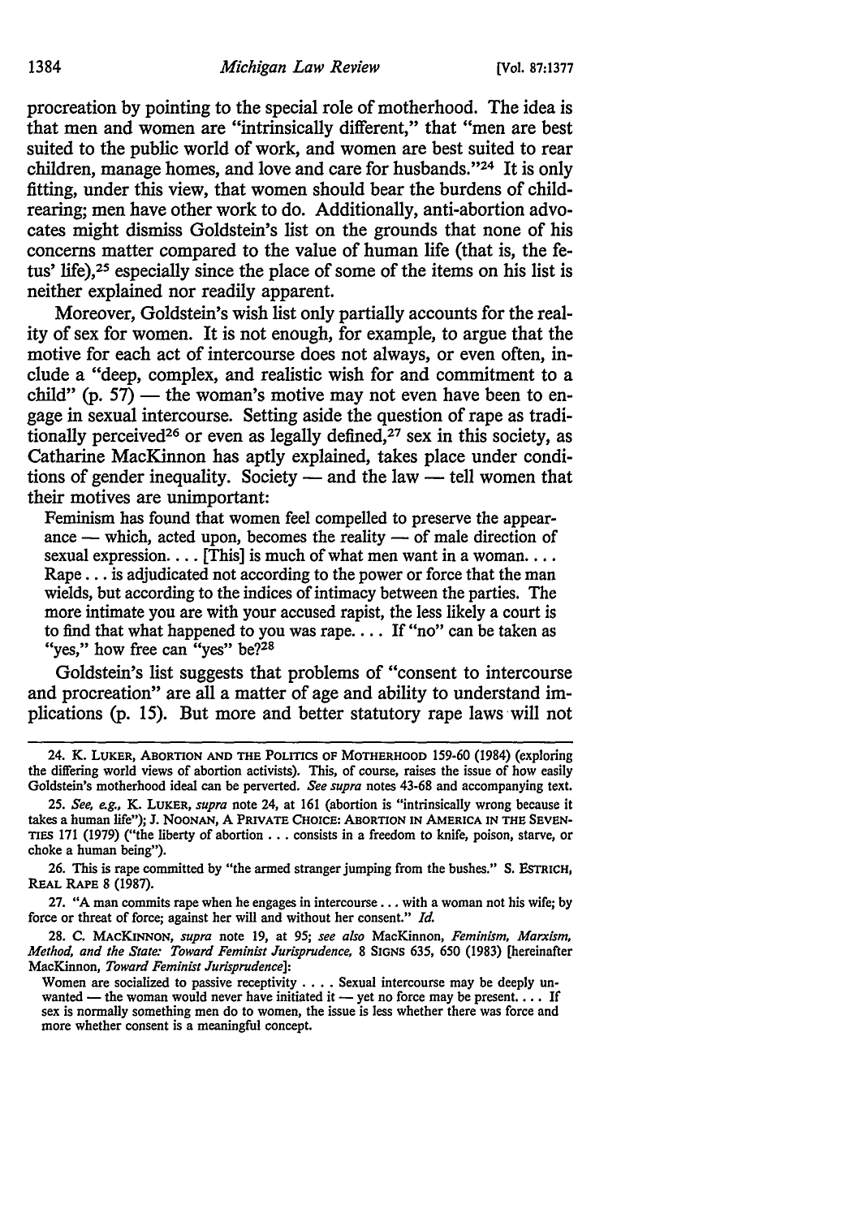procreation by pointing to the special role of motherhood. The idea is that men and women are "intrinsically different," that "men are best suited to the public world of work, and women are best suited to rear children, manage homes, and love and care for husbands."[24] It is only fitting, under this view, that women should bear the burdens of childrearing; men have other work to do. Additionally, anti-abortion advocates might dismiss Goldstein's list on the grounds that none of his concerns matter compared to the value of human life (that is, the fetus' life),[25] especially since the place of some of the items on his list is neither explained nor readily apparent.

Moreover, Goldstein's wish list only partially accounts for the reality of sex for women. It is not enough, for example, to argue that the motive for each act of intercourse does not always, or even often, include a "deep, complex, and realistic wish for and commitment to a child" (p. 57) — the woman's motive may not even have been to engage in sexual intercourse. Setting aside the question of rape as traditionally perceived[26] or even as legally defined,[27] sex in this society, as Catharine MacKinnon has aptly explained, takes place under conditions of gender inequality. Society — and the law — tell women that their motives are unimportant:

> Feminism has found that women feel compelled to preserve the appearance — which, acted upon, becomes the reality — of male direction of sexual expression. . . . [This] is much of what men want in a woman. . . . Rape . . . is adjudicated not according to the power or force that the man wields, but according to the indices of intimacy between the parties. The more intimate you are with your accused rapist, the less likely a court is to find that what happened to you was rape. . . . If "no" can be taken as "yes," how free can "yes" be?[28]

Goldstein's list suggests that problems of "consent to intercourse and procreation" are all a matter of age and ability to understand implications (p. 15). But more and better statutory rape laws will not

---

24. K. LUKER, ABORTION AND THE POLITICS OF MOTHERHOOD 159-60 (1984) (exploring the differing world views of abortion activists). This, of course, raises the issue of how easily Goldstein's motherhood ideal can be perverted. *See supra* notes 43-68 and accompanying text.

25. *See, e.g.*, K. LUKER, *supra* note 24, at 161 (abortion is "intrinsically wrong because it takes a human life"); J. NOONAN, A PRIVATE CHOICE: ABORTION IN AMERICA IN THE SEVENTIES 171 (1979) ("the liberty of abortion . . . consists in a freedom to knife, poison, starve, or choke a human being").

26. This is rape committed by "the armed stranger jumping from the bushes." S. ESTRICH, REAL RAPE 8 (1987).

27. "A man commits rape when he engages in intercourse . . . with a woman not his wife; by force or threat of force; against her will and without her consent." *Id.*

28. C. MACKINNON, *supra* note 19, at 95; *see also* MacKinnon, *Feminism, Marxism, Method, and the State: Toward Feminist Jurisprudence*, 8 SIGNS 635, 650 (1983) [hereinafter MacKinnon, *Toward Feminist Jurisprudence*]:

> Women are socialized to passive receptivity . . . . Sexual intercourse may be deeply unwanted — the woman would never have initiated it — yet no force may be present. . . . If sex is normally something men do to women, the issue is less whether there was force and more whether consent is a meaningful concept.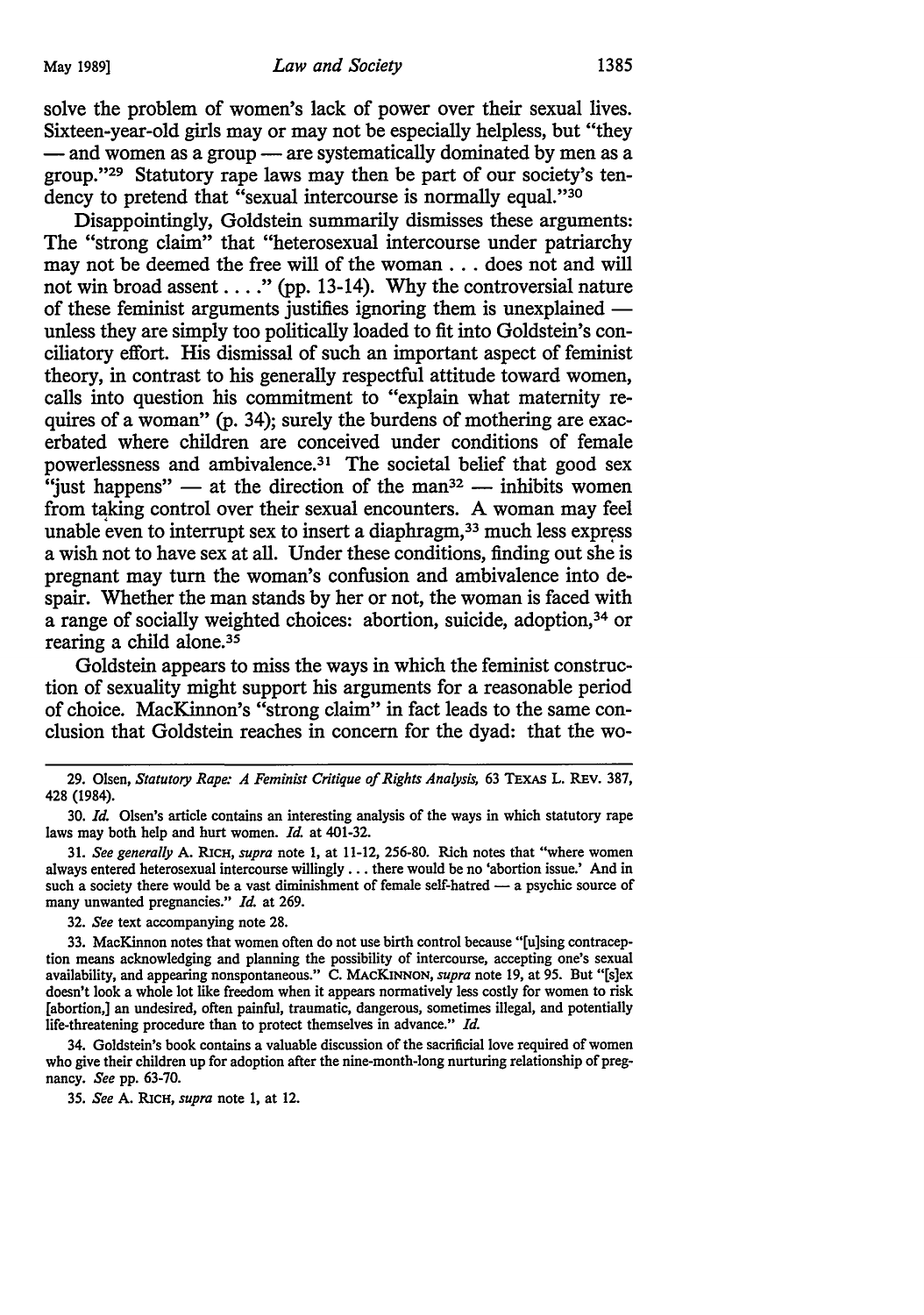solve the problem of women's lack of power over their sexual lives. Sixteen-year-old girls may or may not be especially helpless, but "they — and women as a group — are systematically dominated by men as a group."[29] Statutory rape laws may then be part of our society's tendency to pretend that "sexual intercourse is normally equal."[30]

Disappointingly, Goldstein summarily dismisses these arguments: The "strong claim" that "heterosexual intercourse under patriarchy may not be deemed the free will of the woman . . . does not and will not win broad assent . . . ." (pp. 13-14). Why the controversial nature of these feminist arguments justifies ignoring them is unexplained — unless they are simply too politically loaded to fit into Goldstein's conciliatory effort. His dismissal of such an important aspect of feminist theory, in contrast to his generally respectful attitude toward women, calls into question his commitment to "explain what maternity requires of a woman" (p. 34); surely the burdens of mothering are exacerbated where children are conceived under conditions of female powerlessness and ambivalence.[31] The societal belief that good sex "just happens" — at the direction of the man[32] — inhibits women from taking control over their sexual encounters. A woman may feel unable even to interrupt sex to insert a diaphragm,[33] much less express a wish not to have sex at all. Under these conditions, finding out she is pregnant may turn the woman's confusion and ambivalence into despair. Whether the man stands by her or not, the woman is faced with a range of socially weighted choices: abortion, suicide, adoption,[34] or rearing a child alone.[35]

Goldstein appears to miss the ways in which the feminist construction of sexuality might support his arguments for a reasonable period of choice. MacKinnon's "strong claim" in fact leads to the same conclusion that Goldstein reaches in concern for the dyad: that the wo-

---

29. Olsen, *Statutory Rape: A Feminist Critique of Rights Analysis,* 63 TEXAS L. REV. 387, 428 (1984).

30. *Id.* Olsen's article contains an interesting analysis of the ways in which statutory rape laws may both help and hurt women. *Id.* at 401-32.

31. *See generally* A. RICH, *supra* note 1, at 11-12, 256-80. Rich notes that "where women always entered heterosexual intercourse willingly . . . there would be no 'abortion issue.' And in such a society there would be a vast diminishment of female self-hatred — a psychic source of many unwanted pregnancies." *Id.* at 269.

32. *See* text accompanying note 28.

33. MacKinnon notes that women often do not use birth control because "[u]sing contraception means acknowledging and planning the possibility of intercourse, accepting one's sexual availability, and appearing nonspontaneous." C. MACKINNON, *supra* note 19, at 95. But "[s]ex doesn't look a whole lot like freedom when it appears normatively less costly for women to risk [abortion,] an undesired, often painful, traumatic, dangerous, sometimes illegal, and potentially life-threatening procedure than to protect themselves in advance." *Id.*

34. Goldstein's book contains a valuable discussion of the sacrificial love required of women who give their children up for adoption after the nine-month-long nurturing relationship of pregnancy. *See* pp. 63-70.

35. *See* A. RICH, *supra* note 1, at 12.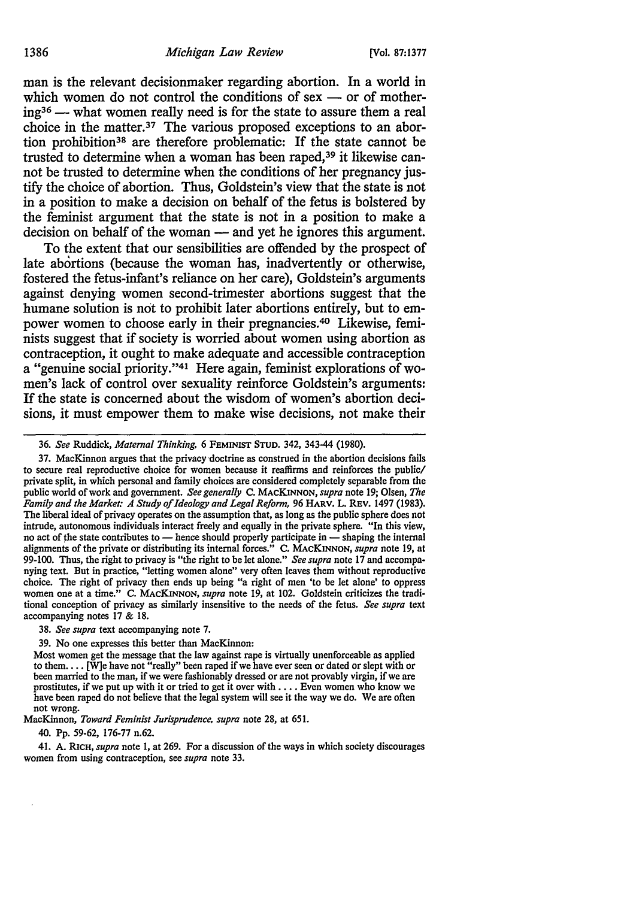man is the relevant decisionmaker regarding abortion. In a world in which women do not control the conditions of sex — or of mothering[36] — what women really need is for the state to assure them a real choice in the matter.[37] The various proposed exceptions to an abortion prohibition[38] are therefore problematic: If the state cannot be trusted to determine when a woman has been raped,[39] it likewise cannot be trusted to determine when the conditions of her pregnancy justify the choice of abortion. Thus, Goldstein's view that the state is not in a position to make a decision on behalf of the fetus is bolstered by the feminist argument that the state is not in a position to make a decision on behalf of the woman — and yet he ignores this argument.

To the extent that our sensibilities are offended by the prospect of late abortions (because the woman has, inadvertently or otherwise, fostered the fetus-infant's reliance on her care), Goldstein's arguments against denying women second-trimester abortions suggest that the humane solution is not to prohibit later abortions entirely, but to empower women to choose early in their pregnancies.[40] Likewise, feminists suggest that if society is worried about women using abortion as contraception, it ought to make adequate and accessible contraception a "genuine social priority."[41] Here again, feminist explorations of women's lack of control over sexuality reinforce Goldstein's arguments: If the state is concerned about the wisdom of women's abortion decisions, it must empower them to make wise decisions, not make their

---

36. *See* Ruddick, *Maternal Thinking*, 6 FEMINIST STUD. 342, 343-44 (1980).

37. MacKinnon argues that the privacy doctrine as construed in the abortion decisions fails to secure real reproductive choice for women because it reaffirms and reinforces the public/private split, in which personal and family choices are considered completely separable from the public world of work and government. *See generally* C. MACKINNON, *supra* note 19; Olsen, *The Family and the Market: A Study of Ideology and Legal Reform*, 96 HARV. L. REV. 1497 (1983). The liberal ideal of privacy operates on the assumption that, as long as the public sphere does not intrude, autonomous individuals interact freely and equally in the private sphere. "In this view, no act of the state contributes to — hence should properly participate in — shaping the internal alignments of the private or distributing its internal forces." C. MACKINNON, *supra* note 19, at 99-100. Thus, the right to privacy is "the right to be let alone." *See supra* note 17 and accompanying text. But in practice, "letting women alone" very often leaves them without reproductive choice. The right of privacy then ends up being "a right of men 'to be let alone' to oppress women one at a time." C. MACKINNON, *supra* note 19, at 102. Goldstein criticizes the traditional conception of privacy as similarly insensitive to the needs of the fetus. *See supra* text accompanying notes 17 & 18.

38. *See supra* text accompanying note 7.

39. No one expresses this better than MacKinnon:

> Most women get the message that the law against rape is virtually unenforceable as applied to them. . . . [W]e have not "really" been raped if we have ever seen or dated or slept with or been married to the man, if we were fashionably dressed or are not provably virgin, if we are prostitutes, if we put up with it or tried to get it over with . . . . Even women who know we have been raped do not believe that the legal system will see it the way we do. We are often not wrong.

MacKinnon, *Toward Feminist Jurisprudence*, *supra* note 28, at 651.

40. Pp. 59-62, 176-77 n.62.

41. A. RICH, *supra* note 1, at 269. For a discussion of the ways in which society discourages women from using contraception, see *supra* note 33.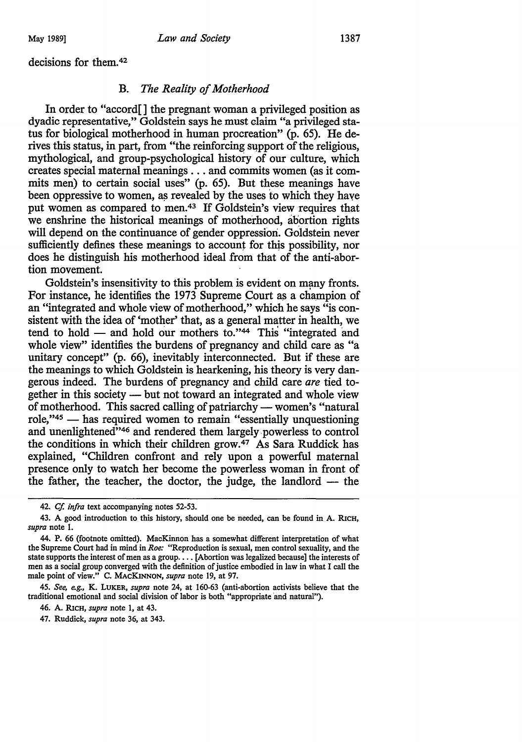decisions for them.[42]

### B. *The Reality of Motherhood*

In order to "accord[ ] the pregnant woman a privileged position as dyadic representative," Goldstein says he must claim "a privileged status for biological motherhood in human procreation" (p. 65). He derives this status, in part, from "the reinforcing support of the religious, mythological, and group-psychological history of our culture, which creates special maternal meanings . . . and commits women (as it commits men) to certain social uses" (p. 65). But these meanings have been oppressive to women, as revealed by the uses to which they have put women as compared to men.[43] If Goldstein's view requires that we enshrine the historical meanings of motherhood, abortion rights will depend on the continuance of gender oppression. Goldstein never sufficiently defines these meanings to account for this possibility, nor does he distinguish his motherhood ideal from that of the anti-abortion movement.

Goldstein's insensitivity to this problem is evident on many fronts. For instance, he identifies the 1973 Supreme Court as a champion of an "integrated and whole view of motherhood," which he says "is consistent with the idea of 'mother' that, as a general matter in health, we tend to hold — and hold our mothers to."[44] This "integrated and whole view" identifies the burdens of pregnancy and child care as "a unitary concept" (p. 66), inevitably interconnected. But if these are the meanings to which Goldstein is hearkening, his theory is very dangerous indeed. The burdens of pregnancy and child care *are* tied together in this society — but not toward an integrated and whole view of motherhood. This sacred calling of patriarchy — women's "natural role,"[45] — has required women to remain "essentially unquestioning and unenlightened"[46] and rendered them largely powerless to control the conditions in which their children grow.[47] As Sara Ruddick has explained, "Children confront and rely upon a powerful maternal presence only to watch her become the powerless woman in front of the father, the teacher, the doctor, the judge, the landlord — the

---

42. *Cf. infra* text accompanying notes 52-53.

43. A good introduction to this history, should one be needed, can be found in A. RICH, *supra* note 1.

44. P. 66 (footnote omitted). MacKinnon has a somewhat different interpretation of what the Supreme Court had in mind in *Roe:* "Reproduction is sexual, men control sexuality, and the state supports the interest of men as a group. . . . [Abortion was legalized because] the interests of men as a social group converged with the definition of justice embodied in law in what I call the male point of view." C. MACKINNON, *supra* note 19, at 97.

45. *See, e.g.*, K. LUKER, *supra* note 24, at 160-63 (anti-abortion activists believe that the traditional emotional and social division of labor is both "appropriate and natural").

46. A. RICH, *supra* note 1, at 43.

47. Ruddick, *supra* note 36, at 343.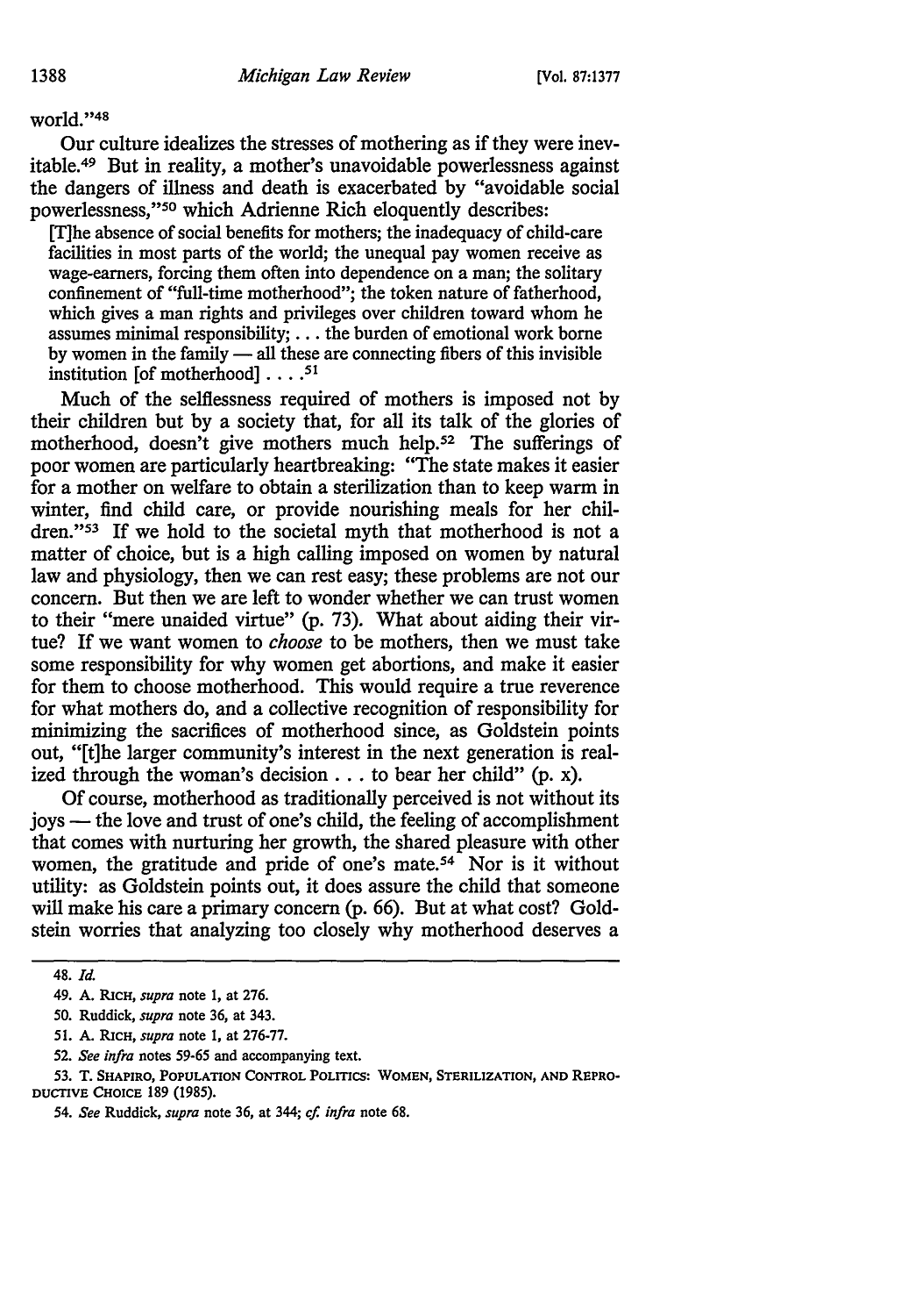world."[48]

Our culture idealizes the stresses of mothering as if they were inevitable.[49] But in reality, a mother's unavoidable powerlessness against the dangers of illness and death is exacerbated by "avoidable social powerlessness,"[50] which Adrienne Rich eloquently describes:

> [T]he absence of social benefits for mothers; the inadequacy of child-care facilities in most parts of the world; the unequal pay women receive as wage-earners, forcing them often into dependence on a man; the solitary confinement of "full-time motherhood"; the token nature of fatherhood, which gives a man rights and privileges over children toward whom he assumes minimal responsibility; . . . the burden of emotional work borne by women in the family — all these are connecting fibers of this invisible institution [of motherhood] . . . .[51]

Much of the selflessness required of mothers is imposed not by their children but by a society that, for all its talk of the glories of motherhood, doesn't give mothers much help.[52] The sufferings of poor women are particularly heartbreaking: "The state makes it easier for a mother on welfare to obtain a sterilization than to keep warm in winter, find child care, or provide nourishing meals for her children."[53] If we hold to the societal myth that motherhood is not a matter of choice, but is a high calling imposed on women by natural law and physiology, then we can rest easy; these problems are not our concern. But then we are left to wonder whether we can trust women to their "mere unaided virtue" (p. 73). What about aiding their virtue? If we want women to *choose* to be mothers, then we must take some responsibility for why women get abortions, and make it easier for them to choose motherhood. This would require a true reverence for what mothers do, and a collective recognition of responsibility for minimizing the sacrifices of motherhood since, as Goldstein points out, "[t]he larger community's interest in the next generation is realized through the woman's decision . . . to bear her child" (p. x).

Of course, motherhood as traditionally perceived is not without its joys — the love and trust of one's child, the feeling of accomplishment that comes with nurturing her growth, the shared pleasure with other women, the gratitude and pride of one's mate.[54] Nor is it without utility: as Goldstein points out, it does assure the child that someone will make his care a primary concern (p. 66). But at what cost? Goldstein worries that analyzing too closely why motherhood deserves a

---

48. *Id.*

49. A. RICH, *supra* note 1, at 276.

50. Ruddick, *supra* note 36, at 343.

51. A. RICH, *supra* note 1, at 276-77.

52. *See infra* notes 59-65 and accompanying text.

53. T. SHAPIRO, POPULATION CONTROL POLITICS: WOMEN, STERILIZATION, AND REPRODUCTIVE CHOICE 189 (1985).

54. *See* Ruddick, *supra* note 36, at 344; *cf. infra* note 68.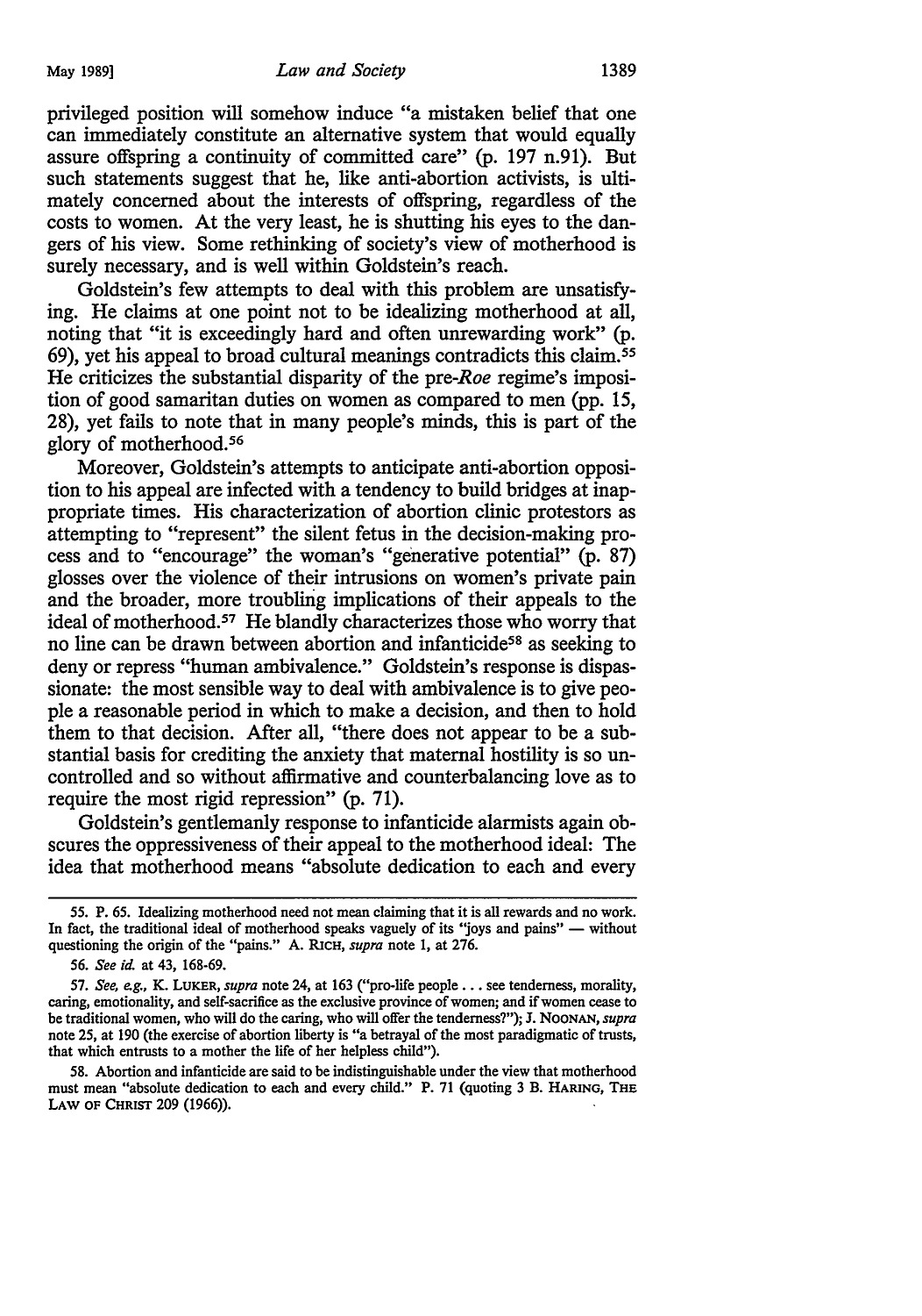privileged position will somehow induce "a mistaken belief that one can immediately constitute an alternative system that would equally assure offspring a continuity of committed care" (p. 197 n.91). But such statements suggest that he, like anti-abortion activists, is ultimately concerned about the interests of offspring, regardless of the costs to women. At the very least, he is shutting his eyes to the dangers of his view. Some rethinking of society's view of motherhood is surely necessary, and is well within Goldstein's reach.

Goldstein's few attempts to deal with this problem are unsatisfying. He claims at one point not to be idealizing motherhood at all, noting that "it is exceedingly hard and often unrewarding work" (p. 69), yet his appeal to broad cultural meanings contradicts this claim.[55] He criticizes the substantial disparity of the pre-*Roe* regime's imposition of good samaritan duties on women as compared to men (pp. 15, 28), yet fails to note that in many people's minds, this is part of the glory of motherhood.[56]

Moreover, Goldstein's attempts to anticipate anti-abortion opposition to his appeal are infected with a tendency to build bridges at inappropriate times. His characterization of abortion clinic protestors as attempting to "represent" the silent fetus in the decision-making process and to "encourage" the woman's "generative potential" (p. 87) glosses over the violence of their intrusions on women's private pain and the broader, more troubling implications of their appeals to the ideal of motherhood.[57] He blandly characterizes those who worry that no line can be drawn between abortion and infanticide[58] as seeking to deny or repress "human ambivalence." Goldstein's response is dispassionate: the most sensible way to deal with ambivalence is to give people a reasonable period in which to make a decision, and then to hold them to that decision. After all, "there does not appear to be a substantial basis for crediting the anxiety that maternal hostility is so uncontrolled and so without affirmative and counterbalancing love as to require the most rigid repression" (p. 71).

Goldstein's gentlemanly response to infanticide alarmists again obscures the oppressiveness of their appeal to the motherhood ideal: The idea that motherhood means "absolute dedication to each and every

---

55. P. 65. Idealizing motherhood need not mean claiming that it is all rewards and no work. In fact, the traditional ideal of motherhood speaks vaguely of its "joys and pains" — without questioning the origin of the "pains." A. RICH, *supra* note 1, at 276.

56. *See id.* at 43, 168-69.

57. *See, e.g.*, K. LUKER, *supra* note 24, at 163 ("pro-life people . . . see tenderness, morality, caring, emotionality, and self-sacrifice as the exclusive province of women; and if women cease to be traditional women, who will do the caring, who will offer the tenderness?"); J. NOONAN, *supra* note 25, at 190 (the exercise of abortion liberty is "a betrayal of the most paradigmatic of trusts, that which entrusts to a mother the life of her helpless child").

58. Abortion and infanticide are said to be indistinguishable under the view that motherhood must mean "absolute dedication to each and every child." P. 71 (quoting 3 B. HARING, THE LAW OF CHRIST 209 (1966)).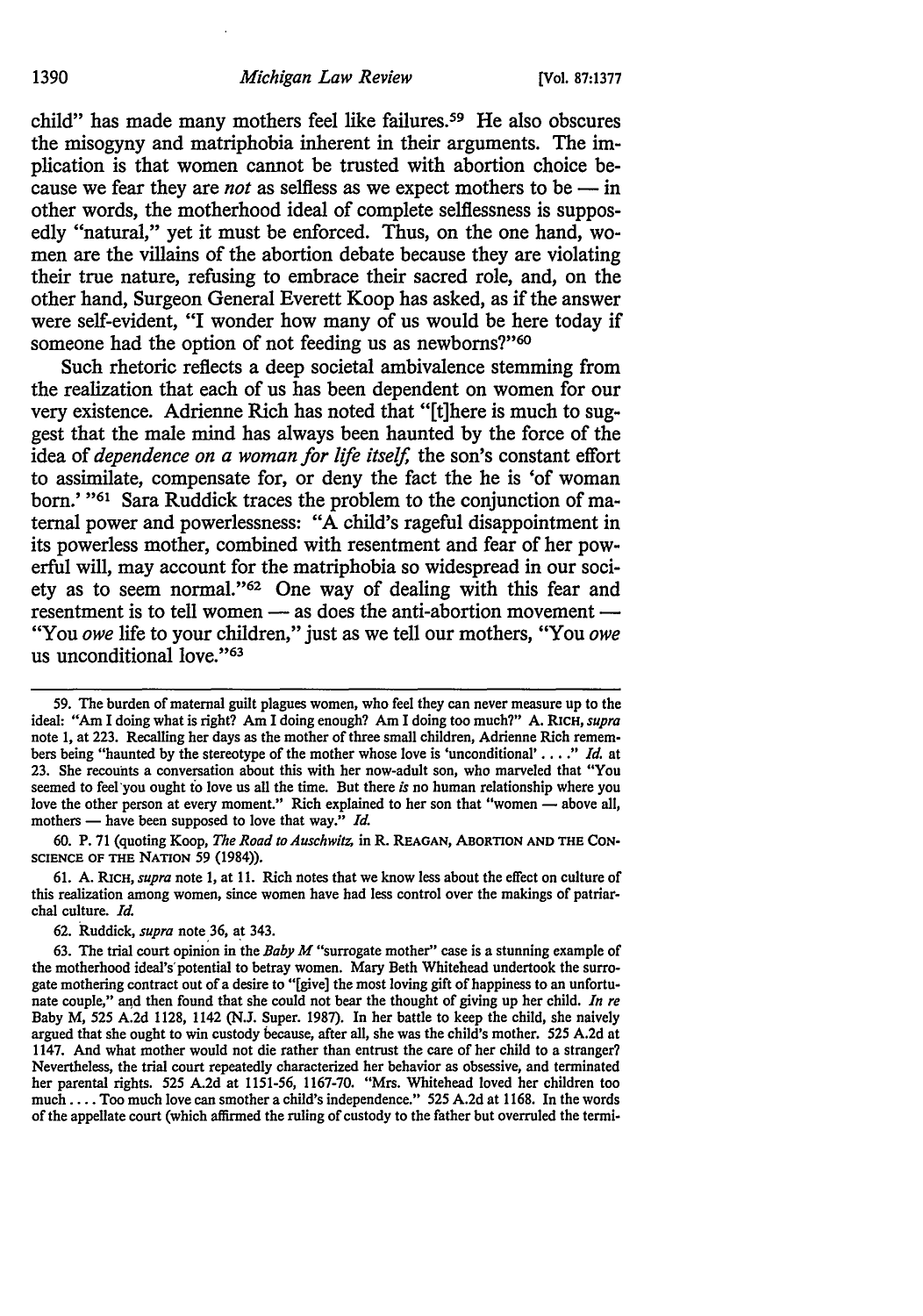child" has made many mothers feel like failures.[59] He also obscures the misogyny and matriphobia inherent in their arguments. The implication is that women cannot be trusted with abortion choice because we fear they are *not* as selfless as we expect mothers to be — in other words, the motherhood ideal of complete selflessness is supposedly "natural," yet it must be enforced. Thus, on the one hand, women are the villains of the abortion debate because they are violating their true nature, refusing to embrace their sacred role, and, on the other hand, Surgeon General Everett Koop has asked, as if the answer were self-evident, "I wonder how many of us would be here today if someone had the option of not feeding us as newborns?"[60]

Such rhetoric reflects a deep societal ambivalence stemming from the realization that each of us has been dependent on women for our very existence. Adrienne Rich has noted that "[t]here is much to suggest that the male mind has always been haunted by the force of the idea of *dependence on a woman for life itself,* the son's constant effort to assimilate, compensate for, or deny the fact the he is 'of woman born.' "[61] Sara Ruddick traces the problem to the conjunction of maternal power and powerlessness: "A child's rageful disappointment in its powerless mother, combined with resentment and fear of her powerful will, may account for the matriphobia so widespread in our society as to seem normal."[62] One way of dealing with this fear and resentment is to tell women — as does the anti-abortion movement — "You *owe* life to your children," just as we tell our mothers, "You *owe* us unconditional love."[63]

---

59. The burden of maternal guilt plagues women, who feel they can never measure up to the ideal: "Am I doing what is right? Am I doing enough? Am I doing too much?" A. RICH, *supra* note 1, at 223. Recalling her days as the mother of three small children, Adrienne Rich remembers being "haunted by the stereotype of the mother whose love is 'unconditional' . . . ." *Id.* at 23. She recounts a conversation about this with her now-adult son, who marveled that "You seemed to feel you ought to love us all the time. But there *is* no human relationship where you love the other person at every moment." Rich explained to her son that "women — above all, mothers — have been supposed to love that way." *Id.*

60. P. 71 (quoting Koop, *The Road to Auschwitz,* in R. REAGAN, ABORTION AND THE CONSCIENCE OF THE NATION 59 (1984)).

61. A. RICH, *supra* note 1, at 11. Rich notes that we know less about the effect on culture of this realization among women, since women have had less control over the makings of patriarchal culture. *Id.*

62. Ruddick, *supra* note 36, at 343.

63. The trial court opinion in the *Baby M* "surrogate mother" case is a stunning example of the motherhood ideal's potential to betray women. Mary Beth Whitehead undertook the surrogate mothering contract out of a desire to "[give] the most loving gift of happiness to an unfortunate couple," and then found that she could not bear the thought of giving up her child. *In re* Baby M, 525 A.2d 1128, 1142 (N.J. Super. 1987). In her battle to keep the child, she naively argued that she ought to win custody because, after all, she was the child's mother. 525 A.2d at 1147. And what mother would not die rather than entrust the care of her child to a stranger? Nevertheless, the trial court repeatedly characterized her behavior as obsessive, and terminated her parental rights. 525 A.2d at 1151-56, 1167-70. "Mrs. Whitehead loved her children too much . . . . Too much love can smother a child's independence." 525 A.2d at 1168. In the words of the appellate court (which affirmed the ruling of custody to the father but overruled the termi-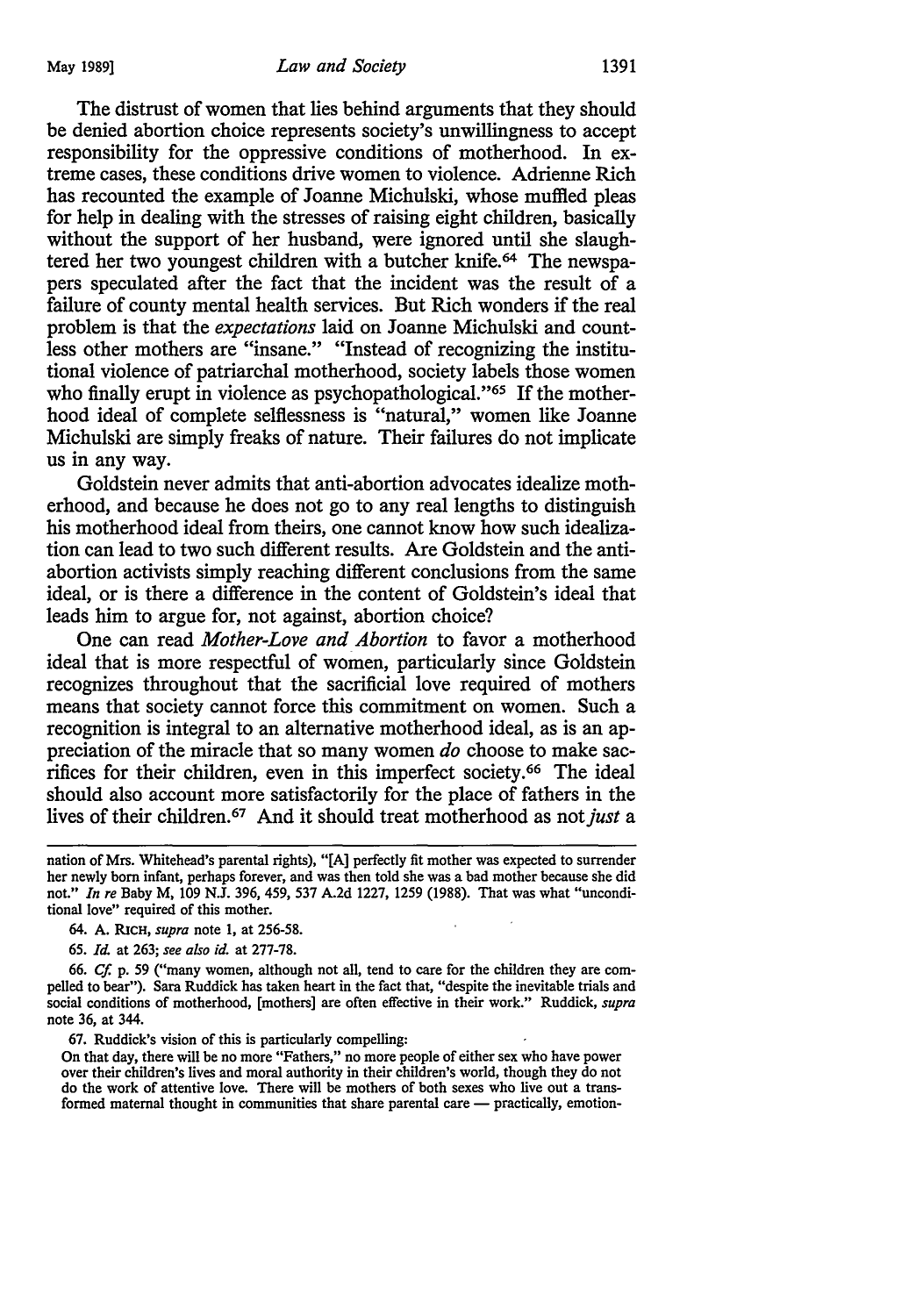The distrust of women that lies behind arguments that they should be denied abortion choice represents society's unwillingness to accept responsibility for the oppressive conditions of motherhood. In extreme cases, these conditions drive women to violence. Adrienne Rich has recounted the example of Joanne Michulski, whose muffled pleas for help in dealing with the stresses of raising eight children, basically without the support of her husband, were ignored until she slaughtered her two youngest children with a butcher knife.[64] The newspapers speculated after the fact that the incident was the result of a failure of county mental health services. But Rich wonders if the real problem is that the *expectations* laid on Joanne Michulski and countless other mothers are "insane." "Instead of recognizing the institutional violence of patriarchal motherhood, society labels those women who finally erupt in violence as psychopathological."[65] If the motherhood ideal of complete selflessness is "natural," women like Joanne Michulski are simply freaks of nature. Their failures do not implicate us in any way.

Goldstein never admits that anti-abortion advocates idealize motherhood, and because he does not go to any real lengths to distinguish his motherhood ideal from theirs, one cannot know how such idealization can lead to two such different results. Are Goldstein and the anti-abortion activists simply reaching different conclusions from the same ideal, or is there a difference in the content of Goldstein's ideal that leads him to argue for, not against, abortion choice?

One can read *Mother-Love and Abortion* to favor a motherhood ideal that is more respectful of women, particularly since Goldstein recognizes throughout that the sacrificial love required of mothers means that society cannot force this commitment on women. Such a recognition is integral to an alternative motherhood ideal, as is an appreciation of the miracle that so many women *do* choose to make sacrifices for their children, even in this imperfect society.[66] The ideal should also account more satisfactorily for the place of fathers in the lives of their children.[67] And it should treat motherhood as not *just* a

---

nation of Mrs. Whitehead's parental rights), "[A] perfectly fit mother was expected to surrender her newly born infant, perhaps forever, and was then told she was a bad mother because she did not." *In re* Baby M, 109 N.J. 396, 459, 537 A.2d 1227, 1259 (1988). That was what "unconditional love" required of this mother.

64. A. Rich, *supra* note 1, at 256-58.

65. *Id.* at 263; *see also id.* at 277-78.

66. *Cf.* p. 59 ("many women, although not all, tend to care for the children they are compelled to bear"). Sara Ruddick has taken heart in the fact that, "despite the inevitable trials and social conditions of motherhood, [mothers] are often effective in their work." Ruddick, *supra* note 36, at 344.

67. Ruddick's vision of this is particularly compelling:

On that day, there will be no more "Fathers," no more people of either sex who have power over their children's lives and moral authority in their children's world, though they do not do the work of attentive love. There will be mothers of both sexes who live out a transformed maternal thought in communities that share parental care — practically, emotion-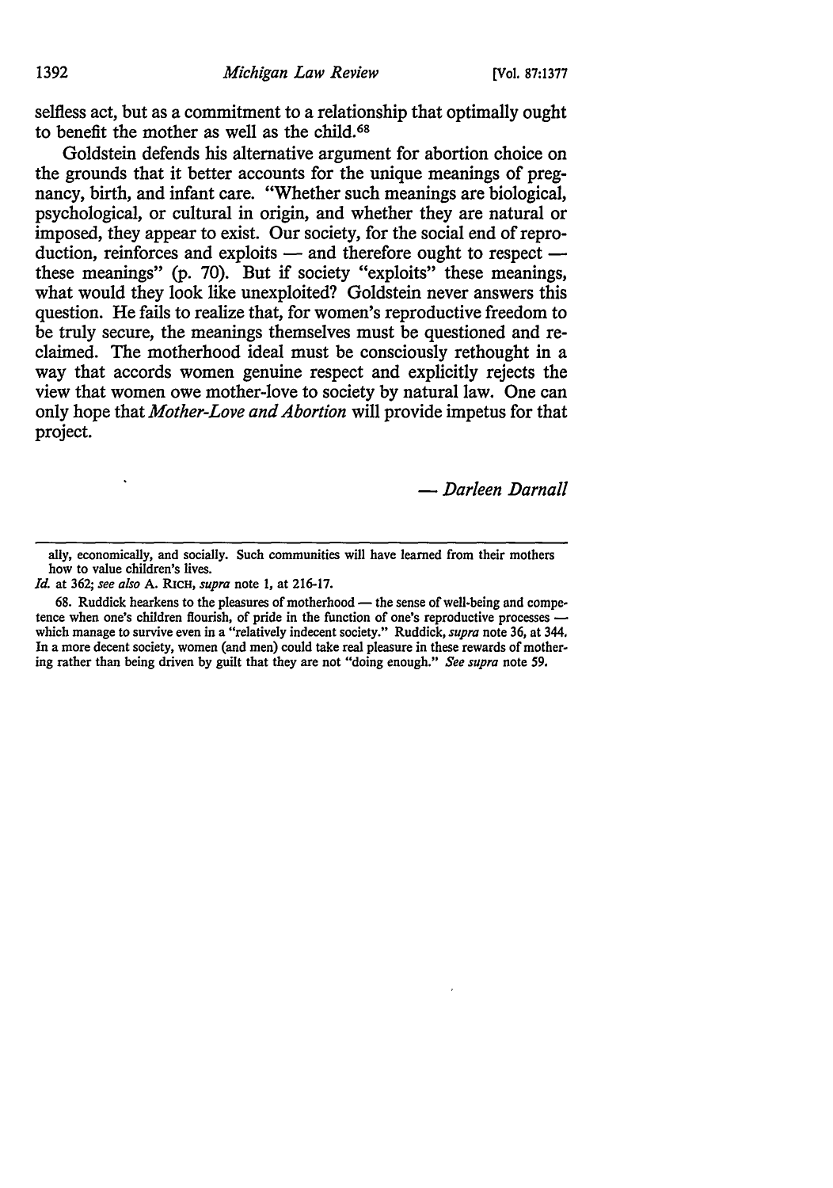selfless act, but as a commitment to a relationship that optimally ought to benefit the mother as well as the child.[68]

Goldstein defends his alternative argument for abortion choice on the grounds that it better accounts for the unique meanings of pregnancy, birth, and infant care. "Whether such meanings are biological, psychological, or cultural in origin, and whether they are natural or imposed, they appear to exist. Our society, for the social end of reproduction, reinforces and exploits — and therefore ought to respect — these meanings" (p. 70). But if society "exploits" these meanings, what would they look like unexploited? Goldstein never answers this question. He fails to realize that, for women's reproductive freedom to be truly secure, the meanings themselves must be questioned and reclaimed. The motherhood ideal must be consciously rethought in a way that accords women genuine respect and explicitly rejects the view that women owe mother-love to society by natural law. One can only hope that *Mother-Love and Abortion* will provide impetus for that project.

*— Darleen Darnall*

---

ally, economically, and socially. Such communities will have learned from their mothers how to value children's lives.

*Id.* at 362; *see also* A. RICH, *supra* note 1, at 216-17.

68. Ruddick hearkens to the pleasures of motherhood — the sense of well-being and competence when one's children flourish, of pride in the function of one's reproductive processes — which manage to survive even in a "relatively indecent society." Ruddick, *supra* note 36, at 344. In a more decent society, women (and men) could take real pleasure in these rewards of mothering rather than being driven by guilt that they are not "doing enough." *See supra* note 59.